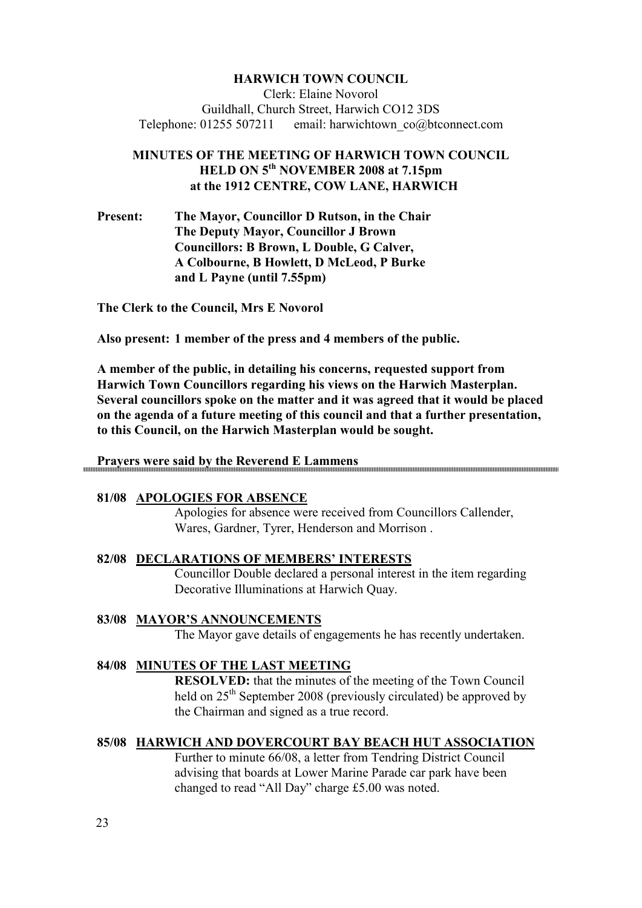**HARWICH TOWN COUNCIL**

Clerk: Elaine Novorol
Guildhall, Church Street, Harwich CO12 3DS
Telephone: 01255 507211 email: harwichtown_co@btconnect.com

# MINUTES OF THE MEETING OF HARWICH TOWN COUNCIL HELD ON 5th NOVEMBER 2008 at 7.15pm at the 1912 CENTRE, COW LANE, HARWICH

**Present:** **The Mayor, Councillor D Rutson, in the Chair**
**The Deputy Mayor, Councillor J Brown**
**Councillors: B Brown, L Double, G Calver, A Colbourne, B Howlett, D McLeod, P Burke and L Payne (until 7.55pm)**

**The Clerk to the Council, Mrs E Novorol**

**Also present: 1 member of the press and 4 members of the public.**

**A member of the public, in detailing his concerns, requested support from Harwich Town Councillors regarding his views on the Harwich Masterplan. Several councillors spoke on the matter and it was agreed that it would be placed on the agenda of a future meeting of this council and that a further presentation, to this Council, on the Harwich Masterplan would be sought.**

**Prayers were said by the Reverend E Lammens**

---

**81/08 APOLOGIES FOR ABSENCE**

Apologies for absence were received from Councillors Callender, Wares, Gardner, Tyrer, Henderson and Morrison .

**82/08 DECLARATIONS OF MEMBERS' INTERESTS**

Councillor Double declared a personal interest in the item regarding Decorative Illuminations at Harwich Quay.

**83/08 MAYOR'S ANNOUNCEMENTS**

The Mayor gave details of engagements he has recently undertaken.

**84/08 MINUTES OF THE LAST MEETING**

**RESOLVED:** that the minutes of the meeting of the Town Council held on 25th September 2008 (previously circulated) be approved by the Chairman and signed as a true record.

**85/08 HARWICH AND DOVERCOURT BAY BEACH HUT ASSOCIATION**

Further to minute 66/08, a letter from Tendring District Council advising that boards at Lower Marine Parade car park have been changed to read "All Day" charge £5.00 was noted.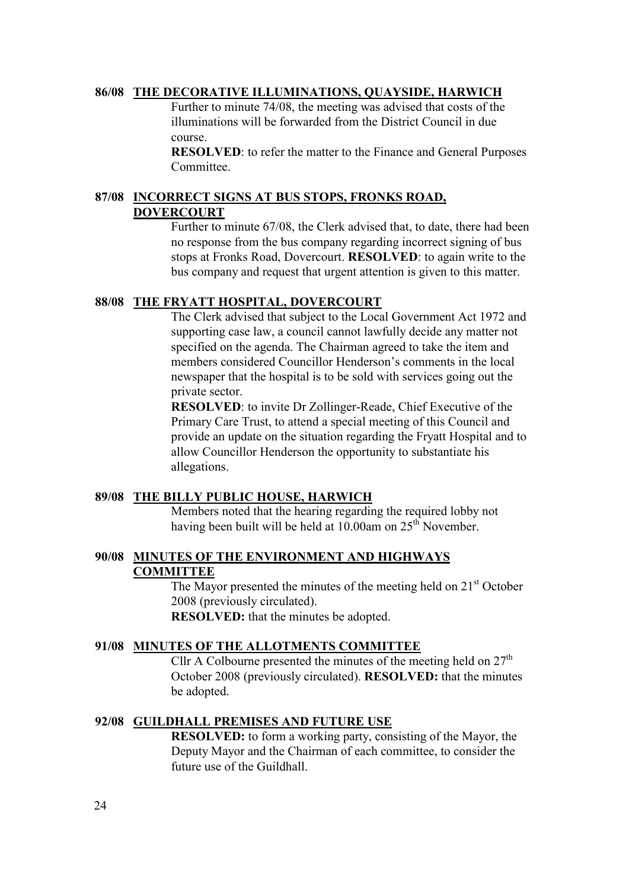**86/08 THE DECORATIVE ILLUMINATIONS, QUAYSIDE, HARWICH**

Further to minute 74/08, the meeting was advised that costs of the illuminations will be forwarded from the District Council in due course.

**RESOLVED**: to refer the matter to the Finance and General Purposes Committee.

**87/08 INCORRECT SIGNS AT BUS STOPS, FRONKS ROAD, DOVERCOURT**

Further to minute 67/08, the Clerk advised that, to date, there had been no response from the bus company regarding incorrect signing of bus stops at Fronks Road, Dovercourt. **RESOLVED**: to again write to the bus company and request that urgent attention is given to this matter.

**88/08 THE FRYATT HOSPITAL, DOVERCOURT**

The Clerk advised that subject to the Local Government Act 1972 and supporting case law, a council cannot lawfully decide any matter not specified on the agenda. The Chairman agreed to take the item and members considered Councillor Henderson's comments in the local newspaper that the hospital is to be sold with services going out the private sector.

**RESOLVED**: to invite Dr Zollinger-Reade, Chief Executive of the Primary Care Trust, to attend a special meeting of this Council and provide an update on the situation regarding the Fryatt Hospital and to allow Councillor Henderson the opportunity to substantiate his allegations.

**89/08 THE BILLY PUBLIC HOUSE, HARWICH**

Members noted that the hearing regarding the required lobby not having been built will be held at 10.00am on 25th November.

**90/08 MINUTES OF THE ENVIRONMENT AND HIGHWAYS COMMITTEE**

The Mayor presented the minutes of the meeting held on 21st October 2008 (previously circulated).

**RESOLVED:** that the minutes be adopted.

**91/08 MINUTES OF THE ALLOTMENTS COMMITTEE**

Cllr A Colbourne presented the minutes of the meeting held on 27th October 2008 (previously circulated). **RESOLVED:** that the minutes be adopted.

**92/08 GUILDHALL PREMISES AND FUTURE USE**

**RESOLVED:** to form a working party, consisting of the Mayor, the Deputy Mayor and the Chairman of each committee, to consider the future use of the Guildhall.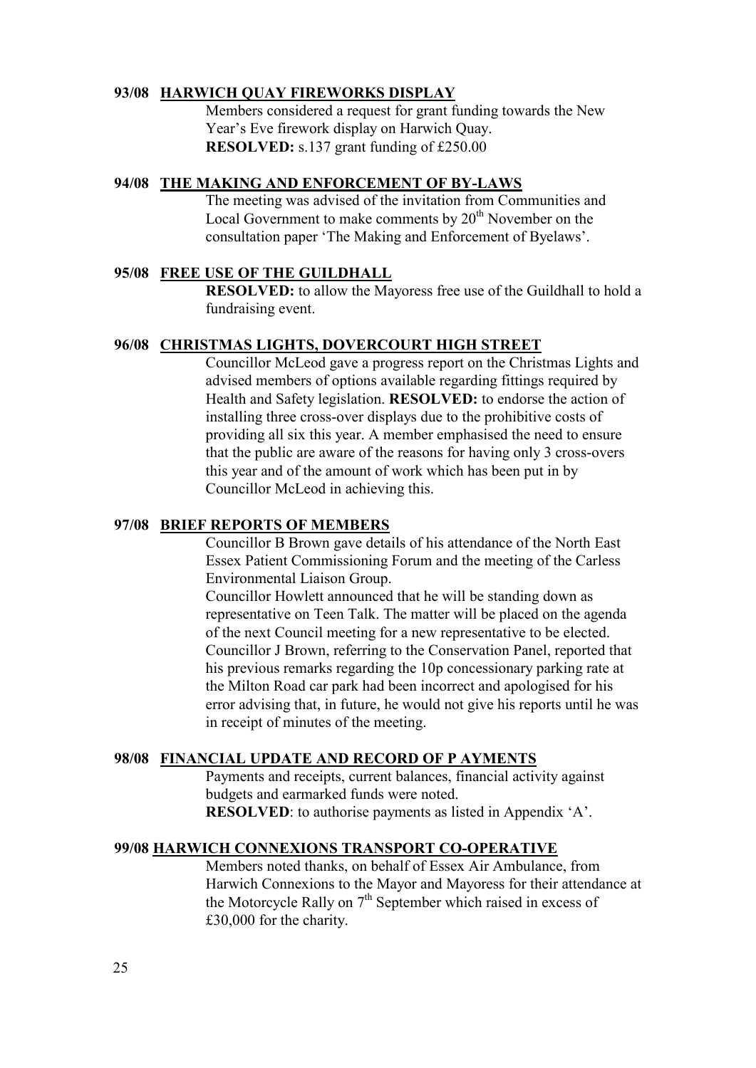**93/08 HARWICH QUAY FIREWORKS DISPLAY**

Members considered a request for grant funding towards the New Year's Eve firework display on Harwich Quay.
**RESOLVED:** s.137 grant funding of £250.00

**94/08 THE MAKING AND ENFORCEMENT OF BY-LAWS**

The meeting was advised of the invitation from Communities and Local Government to make comments by 20th November on the consultation paper 'The Making and Enforcement of Byelaws'.

**95/08 FREE USE OF THE GUILDHALL**

**RESOLVED:** to allow the Mayoress free use of the Guildhall to hold a fundraising event.

**96/08 CHRISTMAS LIGHTS, DOVERCOURT HIGH STREET**

Councillor McLeod gave a progress report on the Christmas Lights and advised members of options available regarding fittings required by Health and Safety legislation. **RESOLVED:** to endorse the action of installing three cross-over displays due to the prohibitive costs of providing all six this year. A member emphasised the need to ensure that the public are aware of the reasons for having only 3 cross-overs this year and of the amount of work which has been put in by Councillor McLeod in achieving this.

**97/08 BRIEF REPORTS OF MEMBERS**

Councillor B Brown gave details of his attendance of the North East Essex Patient Commissioning Forum and the meeting of the Carless Environmental Liaison Group.
Councillor Howlett announced that he will be standing down as representative on Teen Talk. The matter will be placed on the agenda of the next Council meeting for a new representative to be elected.
Councillor J Brown, referring to the Conservation Panel, reported that his previous remarks regarding the 10p concessionary parking rate at the Milton Road car park had been incorrect and apologised for his error advising that, in future, he would not give his reports until he was in receipt of minutes of the meeting.

**98/08 FINANCIAL UPDATE AND RECORD OF P AYMENTS**

Payments and receipts, current balances, financial activity against budgets and earmarked funds were noted.
**RESOLVED**: to authorise payments as listed in Appendix 'A'.

**99/08 HARWICH CONNEXIONS TRANSPORT CO-OPERATIVE**

Members noted thanks, on behalf of Essex Air Ambulance, from Harwich Connexions to the Mayor and Mayoress for their attendance at the Motorcycle Rally on 7th September which raised in excess of £30,000 for the charity.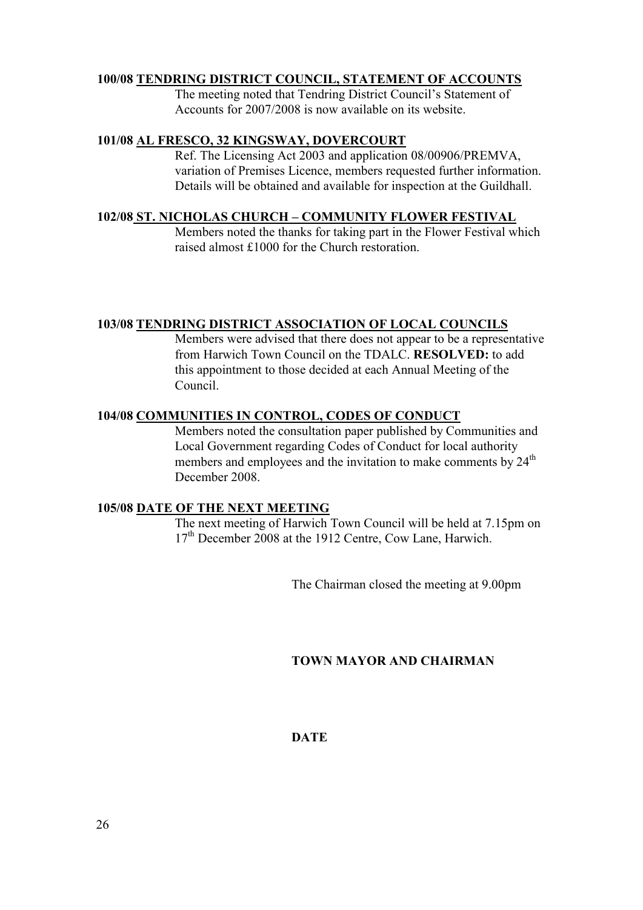**100/08 TENDRING DISTRICT COUNCIL, STATEMENT OF ACCOUNTS**

The meeting noted that Tendring District Council's Statement of Accounts for 2007/2008 is now available on its website.

**101/08 AL FRESCO, 32 KINGSWAY, DOVERCOURT**

Ref. The Licensing Act 2003 and application 08/00906/PREMVA, variation of Premises Licence, members requested further information. Details will be obtained and available for inspection at the Guildhall.

**102/08 ST. NICHOLAS CHURCH – COMMUNITY FLOWER FESTIVAL**

Members noted the thanks for taking part in the Flower Festival which raised almost £1000 for the Church restoration.

**103/08 TENDRING DISTRICT ASSOCIATION OF LOCAL COUNCILS**

Members were advised that there does not appear to be a representative from Harwich Town Council on the TDALC. **RESOLVED:** to add this appointment to those decided at each Annual Meeting of the Council.

**104/08 COMMUNITIES IN CONTROL, CODES OF CONDUCT**

Members noted the consultation paper published by Communities and Local Government regarding Codes of Conduct for local authority members and employees and the invitation to make comments by 24th December 2008.

**105/08 DATE OF THE NEXT MEETING**

The next meeting of Harwich Town Council will be held at 7.15pm on 17th December 2008 at the 1912 Centre, Cow Lane, Harwich.

The Chairman closed the meeting at 9.00pm

**TOWN MAYOR AND CHAIRMAN**

**DATE**